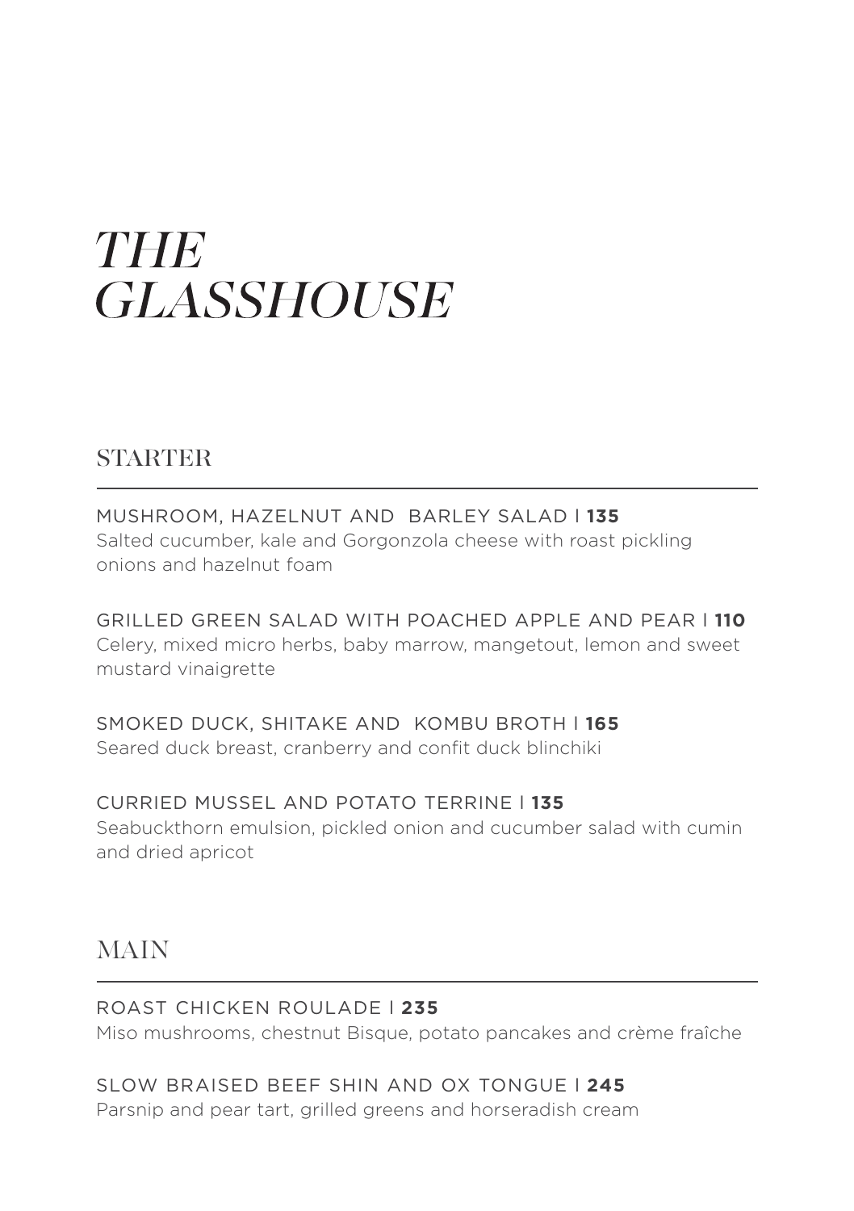# *THE GLASSHOUSE*

## STARTER

MUSHROOM, HAZELNUT AND BARLEY SALAD | **135**
Salted cucumber, kale and Gorgonzola cheese with roast pickling onions and hazelnut foam

GRILLED GREEN SALAD WITH POACHED APPLE AND PEAR | **110**
Celery, mixed micro herbs, baby marrow, mangetout, lemon and sweet mustard vinaigrette

SMOKED DUCK, SHITAKE AND KOMBU BROTH | **165**
Seared duck breast, cranberry and confit duck blinchiki

CURRIED MUSSEL AND POTATO TERRINE | **135**
Seabuckthorn emulsion, pickled onion and cucumber salad with cumin and dried apricot

## MAIN

ROAST CHICKEN ROULADE | **235**
Miso mushrooms, chestnut Bisque, potato pancakes and crème fraîche

SLOW BRAISED BEEF SHIN AND OX TONGUE | **245**
Parsnip and pear tart, grilled greens and horseradish cream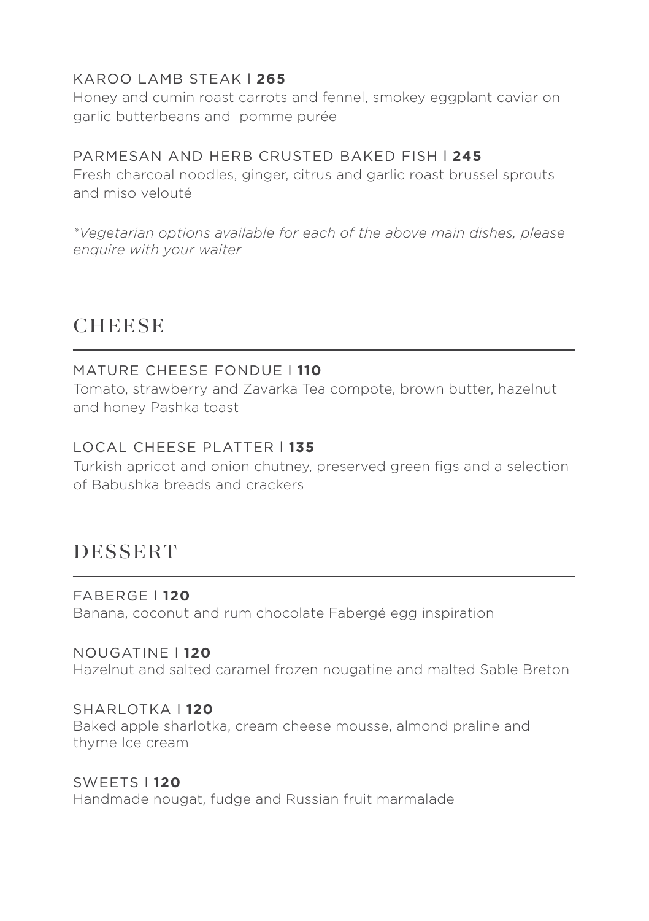KAROO LAMB STEAK | **265**
Honey and cumin roast carrots and fennel, smokey eggplant caviar on garlic butterbeans and pomme purée

PARMESAN AND HERB CRUSTED BAKED FISH | **245**
Fresh charcoal noodles, ginger, citrus and garlic roast brussel sprouts and miso velouté

*\*Vegetarian options available for each of the above main dishes, please enquire with your waiter*

## CHEESE

MATURE CHEESE FONDUE | **110**
Tomato, strawberry and Zavarka Tea compote, brown butter, hazelnut and honey Pashka toast

LOCAL CHEESE PLATTER | **135**
Turkish apricot and onion chutney, preserved green figs and a selection of Babushka breads and crackers

## DESSERT

FABERGE | **120**
Banana, coconut and rum chocolate Fabergé egg inspiration

NOUGATINE | **120**
Hazelnut and salted caramel frozen nougatine and malted Sable Breton

SHARLOTKA | **120**
Baked apple sharlotka, cream cheese mousse, almond praline and thyme Ice cream

SWEETS | **120**
Handmade nougat, fudge and Russian fruit marmalade